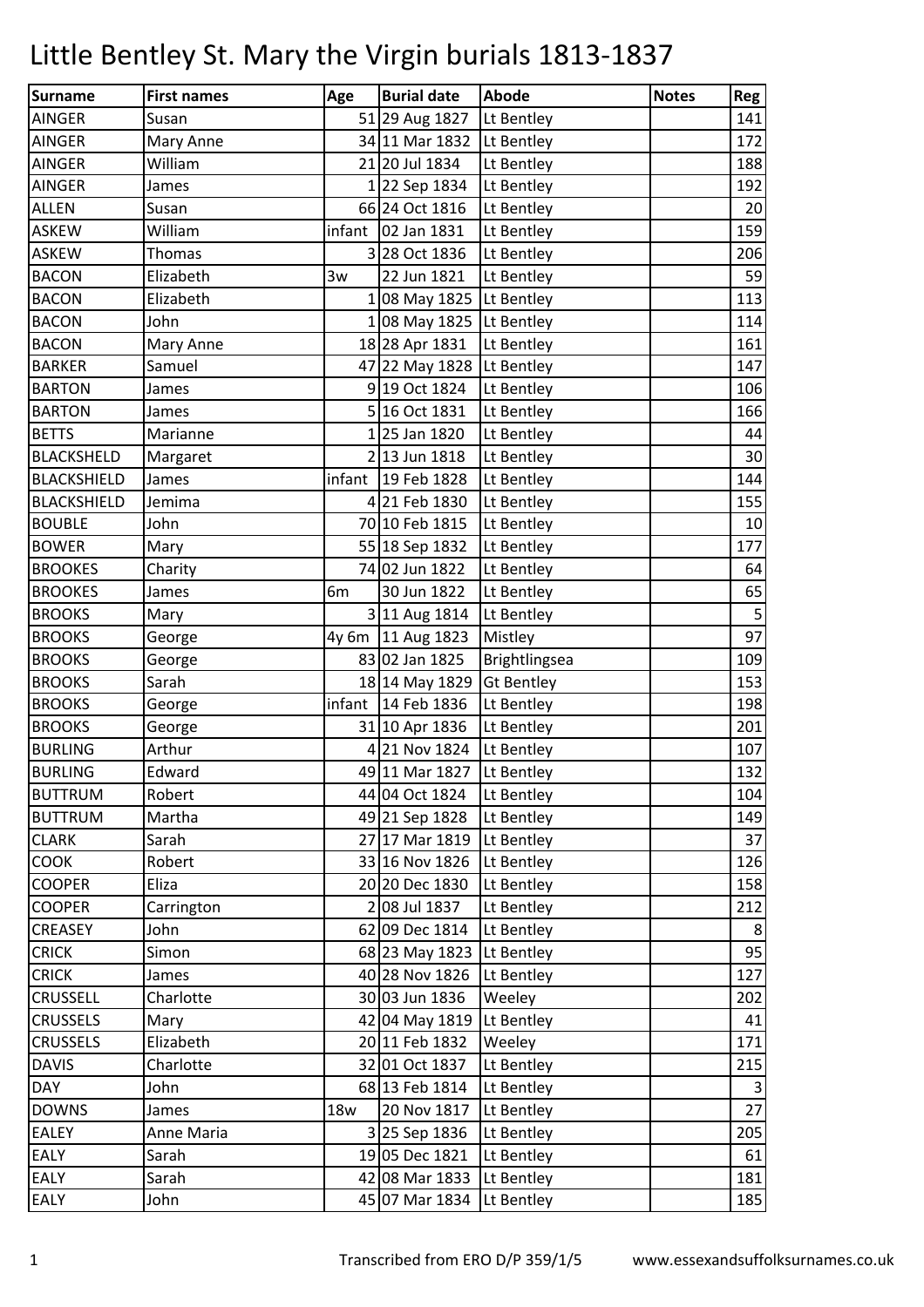# Little Bentley St. Mary the Virgin burials 1813-1837

| Surname | First names | Age | Burial date | Abode | Notes | Reg |
|---|---|---|---|---|---|---|
| AINGER | Susan | 51 | 29 Aug 1827 | Lt Bentley | | 141 |
| AINGER | Mary Anne | 34 | 11 Mar 1832 | Lt Bentley | | 172 |
| AINGER | William | 21 | 20 Jul 1834 | Lt Bentley | | 188 |
| AINGER | James | 1 | 22 Sep 1834 | Lt Bentley | | 192 |
| ALLEN | Susan | 66 | 24 Oct 1816 | Lt Bentley | | 20 |
| ASKEW | William | infant | 02 Jan 1831 | Lt Bentley | | 159 |
| ASKEW | Thomas | 3 | 28 Oct 1836 | Lt Bentley | | 206 |
| BACON | Elizabeth | 3w | 22 Jun 1821 | Lt Bentley | | 59 |
| BACON | Elizabeth | 1 | 08 May 1825 | Lt Bentley | | 113 |
| BACON | John | 1 | 08 May 1825 | Lt Bentley | | 114 |
| BACON | Mary Anne | 18 | 28 Apr 1831 | Lt Bentley | | 161 |
| BARKER | Samuel | 47 | 22 May 1828 | Lt Bentley | | 147 |
| BARTON | James | 9 | 19 Oct 1824 | Lt Bentley | | 106 |
| BARTON | James | 5 | 16 Oct 1831 | Lt Bentley | | 166 |
| BETTS | Marianne | 1 | 25 Jan 1820 | Lt Bentley | | 44 |
| BLACKSHELD | Margaret | 2 | 13 Jun 1818 | Lt Bentley | | 30 |
| BLACKSHIELD | James | infant | 19 Feb 1828 | Lt Bentley | | 144 |
| BLACKSHIELD | Jemima | 4 | 21 Feb 1830 | Lt Bentley | | 155 |
| BOUBLE | John | 70 | 10 Feb 1815 | Lt Bentley | | 10 |
| BOWER | Mary | 55 | 18 Sep 1832 | Lt Bentley | | 177 |
| BROOKES | Charity | 74 | 02 Jun 1822 | Lt Bentley | | 64 |
| BROOKES | James | 6m | 30 Jun 1822 | Lt Bentley | | 65 |
| BROOKS | Mary | 3 | 11 Aug 1814 | Lt Bentley | | 5 |
| BROOKS | George | 4y 6m | 11 Aug 1823 | Mistley | | 97 |
| BROOKS | George | 83 | 02 Jan 1825 | Brightlingsea | | 109 |
| BROOKS | Sarah | 18 | 14 May 1829 | Gt Bentley | | 153 |
| BROOKS | George | infant | 14 Feb 1836 | Lt Bentley | | 198 |
| BROOKS | George | 31 | 10 Apr 1836 | Lt Bentley | | 201 |
| BURLING | Arthur | 4 | 21 Nov 1824 | Lt Bentley | | 107 |
| BURLING | Edward | 49 | 11 Mar 1827 | Lt Bentley | | 132 |
| BUTTRUM | Robert | 44 | 04 Oct 1824 | Lt Bentley | | 104 |
| BUTTRUM | Martha | 49 | 21 Sep 1828 | Lt Bentley | | 149 |
| CLARK | Sarah | 27 | 17 Mar 1819 | Lt Bentley | | 37 |
| COOK | Robert | 33 | 16 Nov 1826 | Lt Bentley | | 126 |
| COOPER | Eliza | 20 | 20 Dec 1830 | Lt Bentley | | 158 |
| COOPER | Carrington | 2 | 08 Jul 1837 | Lt Bentley | | 212 |
| CREASEY | John | 62 | 09 Dec 1814 | Lt Bentley | | 8 |
| CRICK | Simon | 68 | 23 May 1823 | Lt Bentley | | 95 |
| CRICK | James | 40 | 28 Nov 1826 | Lt Bentley | | 127 |
| CRUSSELL | Charlotte | 30 | 03 Jun 1836 | Weeley | | 202 |
| CRUSSELS | Mary | 42 | 04 May 1819 | Lt Bentley | | 41 |
| CRUSSELS | Elizabeth | 20 | 11 Feb 1832 | Weeley | | 171 |
| DAVIS | Charlotte | 32 | 01 Oct 1837 | Lt Bentley | | 215 |
| DAY | John | 68 | 13 Feb 1814 | Lt Bentley | | 3 |
| DOWNS | James | 18w | 20 Nov 1817 | Lt Bentley | | 27 |
| EALEY | Anne Maria | 3 | 25 Sep 1836 | Lt Bentley | | 205 |
| EALY | Sarah | 19 | 05 Dec 1821 | Lt Bentley | | 61 |
| EALY | Sarah | 42 | 08 Mar 1833 | Lt Bentley | | 181 |
| EALY | John | 45 | 07 Mar 1834 | Lt Bentley | | 185 |

Transcribed from ERO D/P 359/1/5 www.essexandsuffolksurnames.co.uk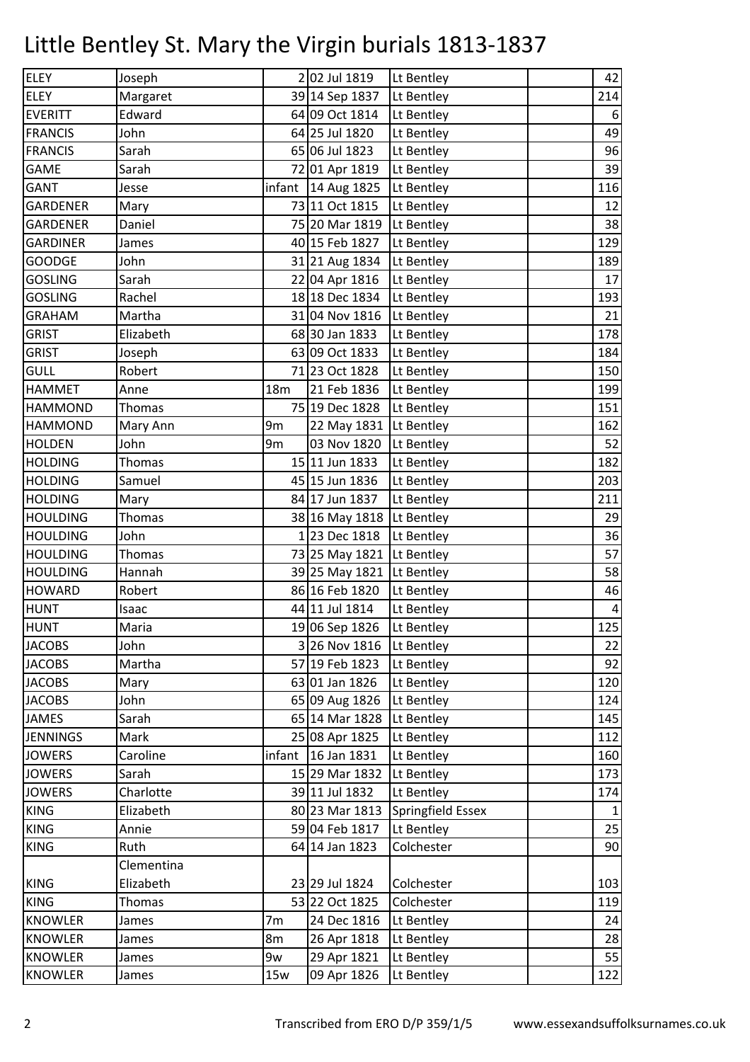# Little Bentley St. Mary the Virgin burials 1813-1837

| | | | | | | |
|---|---|---|---|---|---|---|
| ELEY | Joseph | 2 | 02 Jul 1819 | Lt Bentley | | 42 |
| ELEY | Margaret | 39 | 14 Sep 1837 | Lt Bentley | | 214 |
| EVERITT | Edward | 64 | 09 Oct 1814 | Lt Bentley | | 6 |
| FRANCIS | John | 64 | 25 Jul 1820 | Lt Bentley | | 49 |
| FRANCIS | Sarah | 65 | 06 Jul 1823 | Lt Bentley | | 96 |
| GAME | Sarah | 72 | 01 Apr 1819 | Lt Bentley | | 39 |
| GANT | Jesse | infant | 14 Aug 1825 | Lt Bentley | | 116 |
| GARDENER | Mary | 73 | 11 Oct 1815 | Lt Bentley | | 12 |
| GARDENER | Daniel | 75 | 20 Mar 1819 | Lt Bentley | | 38 |
| GARDINER | James | 40 | 15 Feb 1827 | Lt Bentley | | 129 |
| GOODGE | John | 31 | 21 Aug 1834 | Lt Bentley | | 189 |
| GOSLING | Sarah | 22 | 04 Apr 1816 | Lt Bentley | | 17 |
| GOSLING | Rachel | 18 | 18 Dec 1834 | Lt Bentley | | 193 |
| GRAHAM | Martha | 31 | 04 Nov 1816 | Lt Bentley | | 21 |
| GRIST | Elizabeth | 68 | 30 Jan 1833 | Lt Bentley | | 178 |
| GRIST | Joseph | 63 | 09 Oct 1833 | Lt Bentley | | 184 |
| GULL | Robert | 71 | 23 Oct 1828 | Lt Bentley | | 150 |
| HAMMET | Anne | 18m | 21 Feb 1836 | Lt Bentley | | 199 |
| HAMMOND | Thomas | 75 | 19 Dec 1828 | Lt Bentley | | 151 |
| HAMMOND | Mary Ann | 9m | 22 May 1831 | Lt Bentley | | 162 |
| HOLDEN | John | 9m | 03 Nov 1820 | Lt Bentley | | 52 |
| HOLDING | Thomas | 15 | 11 Jun 1833 | Lt Bentley | | 182 |
| HOLDING | Samuel | 45 | 15 Jun 1836 | Lt Bentley | | 203 |
| HOLDING | Mary | 84 | 17 Jun 1837 | Lt Bentley | | 211 |
| HOULDING | Thomas | 38 | 16 May 1818 | Lt Bentley | | 29 |
| HOULDING | John | 1 | 23 Dec 1818 | Lt Bentley | | 36 |
| HOULDING | Thomas | 73 | 25 May 1821 | Lt Bentley | | 57 |
| HOULDING | Hannah | 39 | 25 May 1821 | Lt Bentley | | 58 |
| HOWARD | Robert | 86 | 16 Feb 1820 | Lt Bentley | | 46 |
| HUNT | Isaac | 44 | 11 Jul 1814 | Lt Bentley | | 4 |
| HUNT | Maria | 19 | 06 Sep 1826 | Lt Bentley | | 125 |
| JACOBS | John | 3 | 26 Nov 1816 | Lt Bentley | | 22 |
| JACOBS | Martha | 57 | 19 Feb 1823 | Lt Bentley | | 92 |
| JACOBS | Mary | 63 | 01 Jan 1826 | Lt Bentley | | 120 |
| JACOBS | John | 65 | 09 Aug 1826 | Lt Bentley | | 124 |
| JAMES | Sarah | 65 | 14 Mar 1828 | Lt Bentley | | 145 |
| JENNINGS | Mark | 25 | 08 Apr 1825 | Lt Bentley | | 112 |
| JOWERS | Caroline | infant | 16 Jan 1831 | Lt Bentley | | 160 |
| JOWERS | Sarah | 15 | 29 Mar 1832 | Lt Bentley | | 173 |
| JOWERS | Charlotte | 39 | 11 Jul 1832 | Lt Bentley | | 174 |
| KING | Elizabeth | 80 | 23 Mar 1813 | Springfield Essex | | 1 |
| KING | Annie | 59 | 04 Feb 1817 | Lt Bentley | | 25 |
| KING | Ruth | 64 | 14 Jan 1823 | Colchester | | 90 |
| KING | Clementina Elizabeth | 23 | 29 Jul 1824 | Colchester | | 103 |
| KING | Thomas | 53 | 22 Oct 1825 | Colchester | | 119 |
| KNOWLER | James | 7m | 24 Dec 1816 | Lt Bentley | | 24 |
| KNOWLER | James | 8m | 26 Apr 1818 | Lt Bentley | | 28 |
| KNOWLER | James | 9w | 29 Apr 1821 | Lt Bentley | | 55 |
| KNOWLER | James | 15w | 09 Apr 1826 | Lt Bentley | | 122 |

Transcribed from ERO D/P 359/1/5 www.essexandsuffolksurnames.co.uk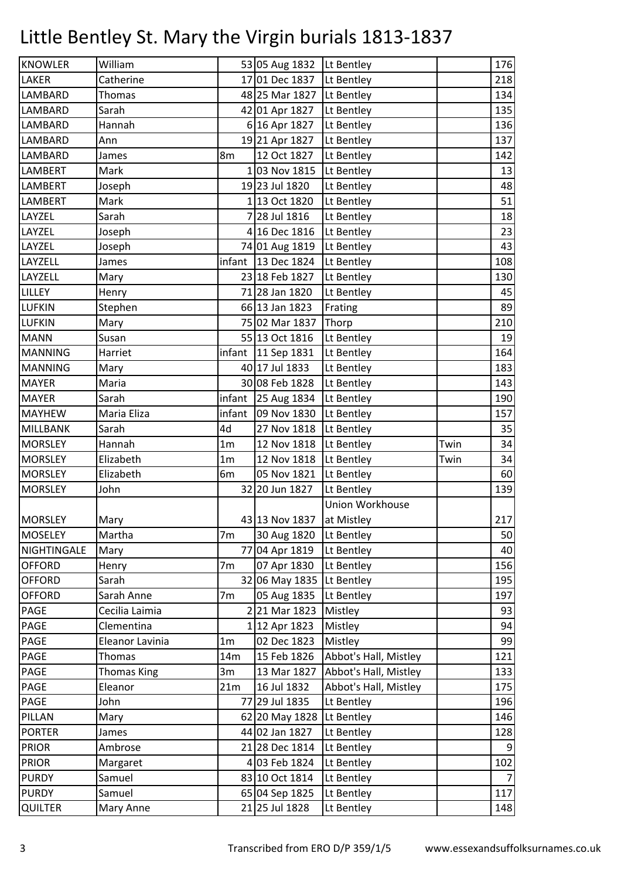# Little Bentley St. Mary the Virgin burials 1813-1837

| | | | | | | |
|---|---|---|---|---|---|---|
| KNOWLER | William | 53 | 05 Aug 1832 | Lt Bentley | | 176 |
| LAKER | Catherine | 17 | 01 Dec 1837 | Lt Bentley | | 218 |
| LAMBARD | Thomas | 48 | 25 Mar 1827 | Lt Bentley | | 134 |
| LAMBARD | Sarah | 42 | 01 Apr 1827 | Lt Bentley | | 135 |
| LAMBARD | Hannah | 6 | 16 Apr 1827 | Lt Bentley | | 136 |
| LAMBARD | Ann | 19 | 21 Apr 1827 | Lt Bentley | | 137 |
| LAMBARD | James | 8m | 12 Oct 1827 | Lt Bentley | | 142 |
| LAMBERT | Mark | 1 | 03 Nov 1815 | Lt Bentley | | 13 |
| LAMBERT | Joseph | 19 | 23 Jul 1820 | Lt Bentley | | 48 |
| LAMBERT | Mark | 1 | 13 Oct 1820 | Lt Bentley | | 51 |
| LAYZEL | Sarah | 7 | 28 Jul 1816 | Lt Bentley | | 18 |
| LAYZEL | Joseph | 4 | 16 Dec 1816 | Lt Bentley | | 23 |
| LAYZEL | Joseph | 74 | 01 Aug 1819 | Lt Bentley | | 43 |
| LAYZELL | James | infant | 13 Dec 1824 | Lt Bentley | | 108 |
| LAYZELL | Mary | 23 | 18 Feb 1827 | Lt Bentley | | 130 |
| LILLEY | Henry | 71 | 28 Jan 1820 | Lt Bentley | | 45 |
| LUFKIN | Stephen | 66 | 13 Jan 1823 | Frating | | 89 |
| LUFKIN | Mary | 75 | 02 Mar 1837 | Thorp | | 210 |
| MANN | Susan | 55 | 13 Oct 1816 | Lt Bentley | | 19 |
| MANNING | Harriet | infant | 11 Sep 1831 | Lt Bentley | | 164 |
| MANNING | Mary | 40 | 17 Jul 1833 | Lt Bentley | | 183 |
| MAYER | Maria | 30 | 08 Feb 1828 | Lt Bentley | | 143 |
| MAYER | Sarah | infant | 25 Aug 1834 | Lt Bentley | | 190 |
| MAYHEW | Maria Eliza | infant | 09 Nov 1830 | Lt Bentley | | 157 |
| MILLBANK | Sarah | 4d | 27 Nov 1818 | Lt Bentley | | 35 |
| MORSLEY | Hannah | 1m | 12 Nov 1818 | Lt Bentley | Twin | 34 |
| MORSLEY | Elizabeth | 1m | 12 Nov 1818 | Lt Bentley | Twin | 34 |
| MORSLEY | Elizabeth | 6m | 05 Nov 1821 | Lt Bentley | | 60 |
| MORSLEY | John | 32 | 20 Jun 1827 | Lt Bentley | | 139 |
| MORSLEY | Mary | 43 | 13 Nov 1837 | Union Workhouse at Mistley | | 217 |
| MOSELEY | Martha | 7m | 30 Aug 1820 | Lt Bentley | | 50 |
| NIGHTINGALE | Mary | 77 | 04 Apr 1819 | Lt Bentley | | 40 |
| OFFORD | Henry | 7m | 07 Apr 1830 | Lt Bentley | | 156 |
| OFFORD | Sarah | 32 | 06 May 1835 | Lt Bentley | | 195 |
| OFFORD | Sarah Anne | 7m | 05 Aug 1835 | Lt Bentley | | 197 |
| PAGE | Cecilia Laimia | 2 | 21 Mar 1823 | Mistley | | 93 |
| PAGE | Clementina | 1 | 12 Apr 1823 | Mistley | | 94 |
| PAGE | Eleanor Lavinia | 1m | 02 Dec 1823 | Mistley | | 99 |
| PAGE | Thomas | 14m | 15 Feb 1826 | Abbot's Hall, Mistley | | 121 |
| PAGE | Thomas King | 3m | 13 Mar 1827 | Abbot's Hall, Mistley | | 133 |
| PAGE | Eleanor | 21m | 16 Jul 1832 | Abbot's Hall, Mistley | | 175 |
| PAGE | John | 77 | 29 Jul 1835 | Lt Bentley | | 196 |
| PILLAN | Mary | 62 | 20 May 1828 | Lt Bentley | | 146 |
| PORTER | James | 44 | 02 Jan 1827 | Lt Bentley | | 128 |
| PRIOR | Ambrose | 21 | 28 Dec 1814 | Lt Bentley | | 9 |
| PRIOR | Margaret | 4 | 03 Feb 1824 | Lt Bentley | | 102 |
| PURDY | Samuel | 83 | 10 Oct 1814 | Lt Bentley | | 7 |
| PURDY | Samuel | 65 | 04 Sep 1825 | Lt Bentley | | 117 |
| QUILTER | Mary Anne | 21 | 25 Jul 1828 | Lt Bentley | | 148 |

Transcribed from ERO D/P 359/1/5 www.essexandsuffolksurnames.co.uk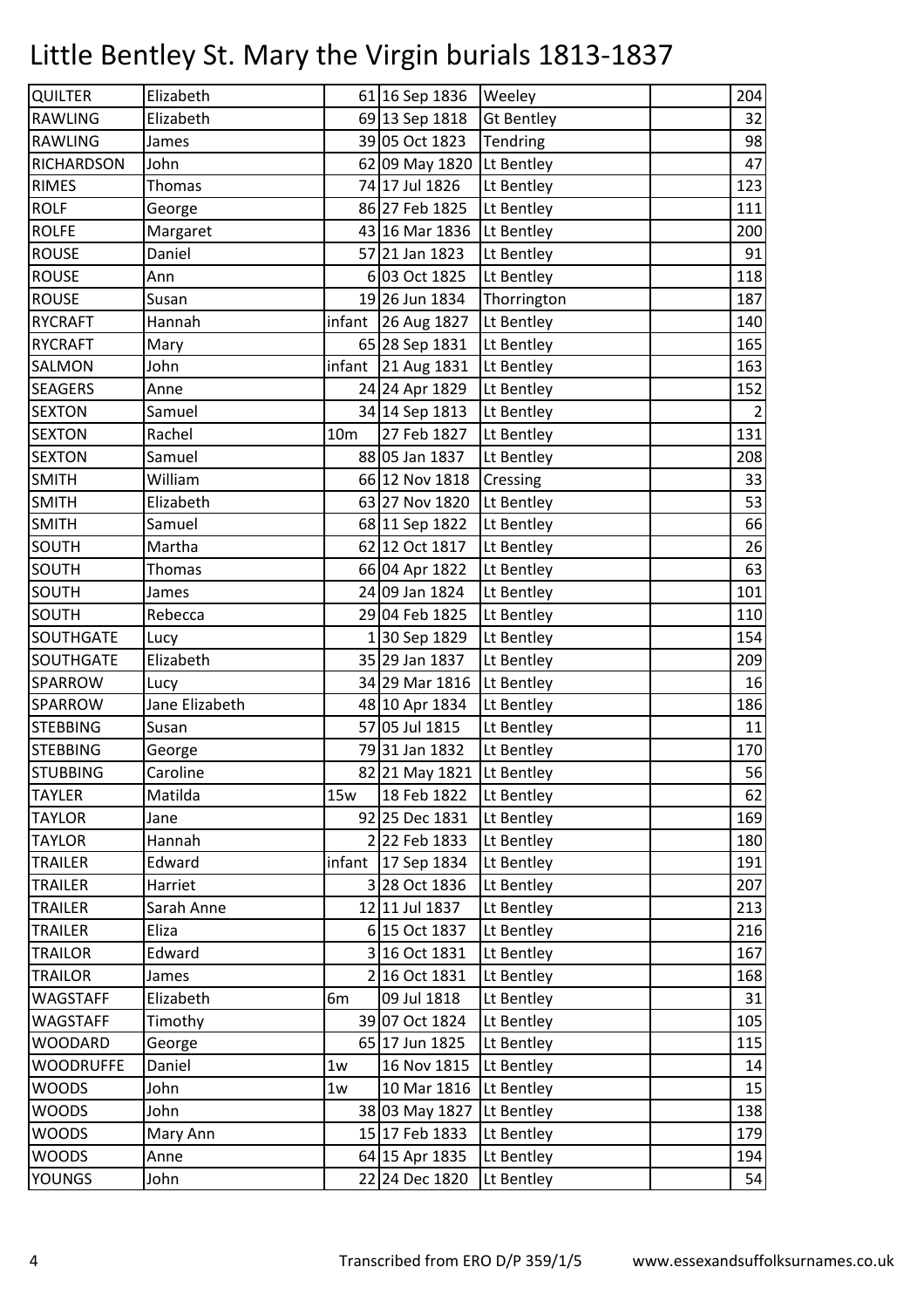# Little Bentley St. Mary the Virgin burials 1813-1837

| | | | | | | |
|---|---|---|---|---|---|---|
| QUILTER | Elizabeth | 61 | 16 Sep 1836 | Weeley | | 204 |
| RAWLING | Elizabeth | 69 | 13 Sep 1818 | Gt Bentley | | 32 |
| RAWLING | James | 39 | 05 Oct 1823 | Tendring | | 98 |
| RICHARDSON | John | 62 | 09 May 1820 | Lt Bentley | | 47 |
| RIMES | Thomas | 74 | 17 Jul 1826 | Lt Bentley | | 123 |
| ROLF | George | 86 | 27 Feb 1825 | Lt Bentley | | 111 |
| ROLFE | Margaret | 43 | 16 Mar 1836 | Lt Bentley | | 200 |
| ROUSE | Daniel | 57 | 21 Jan 1823 | Lt Bentley | | 91 |
| ROUSE | Ann | 6 | 03 Oct 1825 | Lt Bentley | | 118 |
| ROUSE | Susan | 19 | 26 Jun 1834 | Thorrington | | 187 |
| RYCRAFT | Hannah | infant | 26 Aug 1827 | Lt Bentley | | 140 |
| RYCRAFT | Mary | 65 | 28 Sep 1831 | Lt Bentley | | 165 |
| SALMON | John | infant | 21 Aug 1831 | Lt Bentley | | 163 |
| SEAGERS | Anne | 24 | 24 Apr 1829 | Lt Bentley | | 152 |
| SEXTON | Samuel | 34 | 14 Sep 1813 | Lt Bentley | | 2 |
| SEXTON | Rachel | 10m | 27 Feb 1827 | Lt Bentley | | 131 |
| SEXTON | Samuel | 88 | 05 Jan 1837 | Lt Bentley | | 208 |
| SMITH | William | 66 | 12 Nov 1818 | Cressing | | 33 |
| SMITH | Elizabeth | 63 | 27 Nov 1820 | Lt Bentley | | 53 |
| SMITH | Samuel | 68 | 11 Sep 1822 | Lt Bentley | | 66 |
| SOUTH | Martha | 62 | 12 Oct 1817 | Lt Bentley | | 26 |
| SOUTH | Thomas | 66 | 04 Apr 1822 | Lt Bentley | | 63 |
| SOUTH | James | 24 | 09 Jan 1824 | Lt Bentley | | 101 |
| SOUTH | Rebecca | 29 | 04 Feb 1825 | Lt Bentley | | 110 |
| SOUTHGATE | Lucy | 1 | 30 Sep 1829 | Lt Bentley | | 154 |
| SOUTHGATE | Elizabeth | 35 | 29 Jan 1837 | Lt Bentley | | 209 |
| SPARROW | Lucy | 34 | 29 Mar 1816 | Lt Bentley | | 16 |
| SPARROW | Jane Elizabeth | 48 | 10 Apr 1834 | Lt Bentley | | 186 |
| STEBBING | Susan | 57 | 05 Jul 1815 | Lt Bentley | | 11 |
| STEBBING | George | 79 | 31 Jan 1832 | Lt Bentley | | 170 |
| STUBBING | Caroline | 82 | 21 May 1821 | Lt Bentley | | 56 |
| TAYLER | Matilda | 15w | 18 Feb 1822 | Lt Bentley | | 62 |
| TAYLOR | Jane | 92 | 25 Dec 1831 | Lt Bentley | | 169 |
| TAYLOR | Hannah | 2 | 22 Feb 1833 | Lt Bentley | | 180 |
| TRAILER | Edward | infant | 17 Sep 1834 | Lt Bentley | | 191 |
| TRAILER | Harriet | 3 | 28 Oct 1836 | Lt Bentley | | 207 |
| TRAILER | Sarah Anne | 12 | 11 Jul 1837 | Lt Bentley | | 213 |
| TRAILER | Eliza | 6 | 15 Oct 1837 | Lt Bentley | | 216 |
| TRAILOR | Edward | 3 | 16 Oct 1831 | Lt Bentley | | 167 |
| TRAILOR | James | 2 | 16 Oct 1831 | Lt Bentley | | 168 |
| WAGSTAFF | Elizabeth | 6m | 09 Jul 1818 | Lt Bentley | | 31 |
| WAGSTAFF | Timothy | 39 | 07 Oct 1824 | Lt Bentley | | 105 |
| WOODARD | George | 65 | 17 Jun 1825 | Lt Bentley | | 115 |
| WOODRUFFE | Daniel | 1w | 16 Nov 1815 | Lt Bentley | | 14 |
| WOODS | John | 1w | 10 Mar 1816 | Lt Bentley | | 15 |
| WOODS | John | 38 | 03 May 1827 | Lt Bentley | | 138 |
| WOODS | Mary Ann | 15 | 17 Feb 1833 | Lt Bentley | | 179 |
| WOODS | Anne | 64 | 15 Apr 1835 | Lt Bentley | | 194 |
| YOUNGS | John | 22 | 24 Dec 1820 | Lt Bentley | | 54 |

Transcribed from ERO D/P 359/1/5 www.essexandsuffolksurnames.co.uk